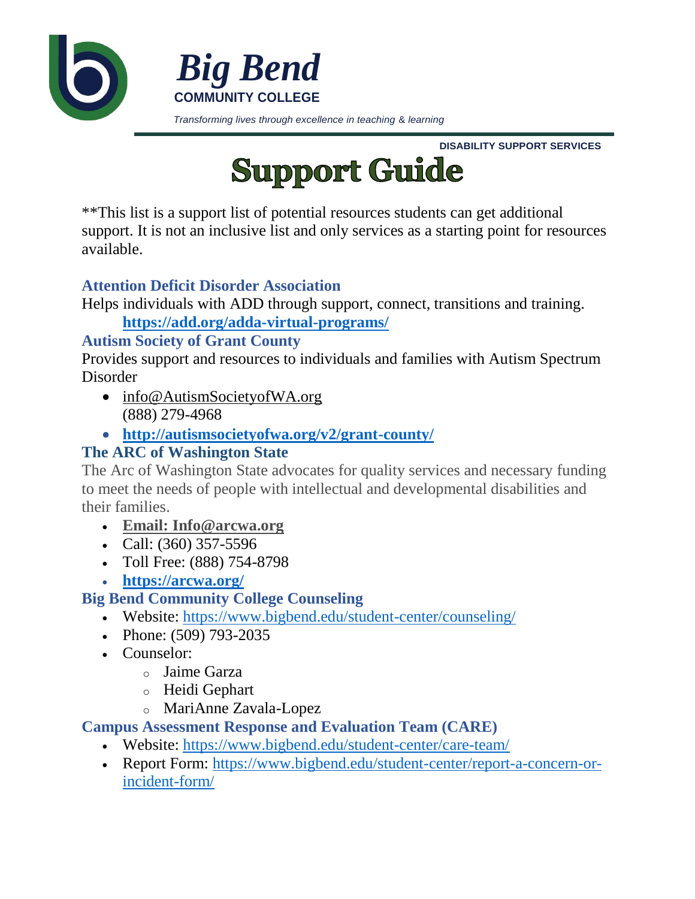# Big Bend

**COMMUNITY COLLEGE**

*Transforming lives through excellence in teaching & learning*

**DISABILITY SUPPORT SERVICES**

# Support Guide

**This list is a support list of potential resources students can get additional support. It is not an inclusive list and only services as a starting point for resources available.

### Attention Deficit Disorder Association

Helps individuals with ADD through support, connect, transitions and training.

**https://add.org/adda-virtual-programs/**

### Autism Society of Grant County

Provides support and resources to individuals and families with Autism Spectrum Disorder

- info@AutismSocietyofWA.org
  (888) 279-4968
- **http://autismsocietyofwa.org/v2/grant-county/**

### The ARC of Washington State

The Arc of Washington State advocates for quality services and necessary funding to meet the needs of people with intellectual and developmental disabilities and their families.

- **Email: Info@arcwa.org**
- Call: (360) 357-5596
- Toll Free: (888) 754-8798
- **https://arcwa.org/**

### Big Bend Community College Counseling

- Website: https://www.bigbend.edu/student-center/counseling/
- Phone: (509) 793-2035
- Counselor:
  - Jaime Garza
  - Heidi Gephart
  - MariAnne Zavala-Lopez

### Campus Assessment Response and Evaluation Team (CARE)

- Website: https://www.bigbend.edu/student-center/care-team/
- Report Form: https://www.bigbend.edu/student-center/report-a-concern-or-incident-form/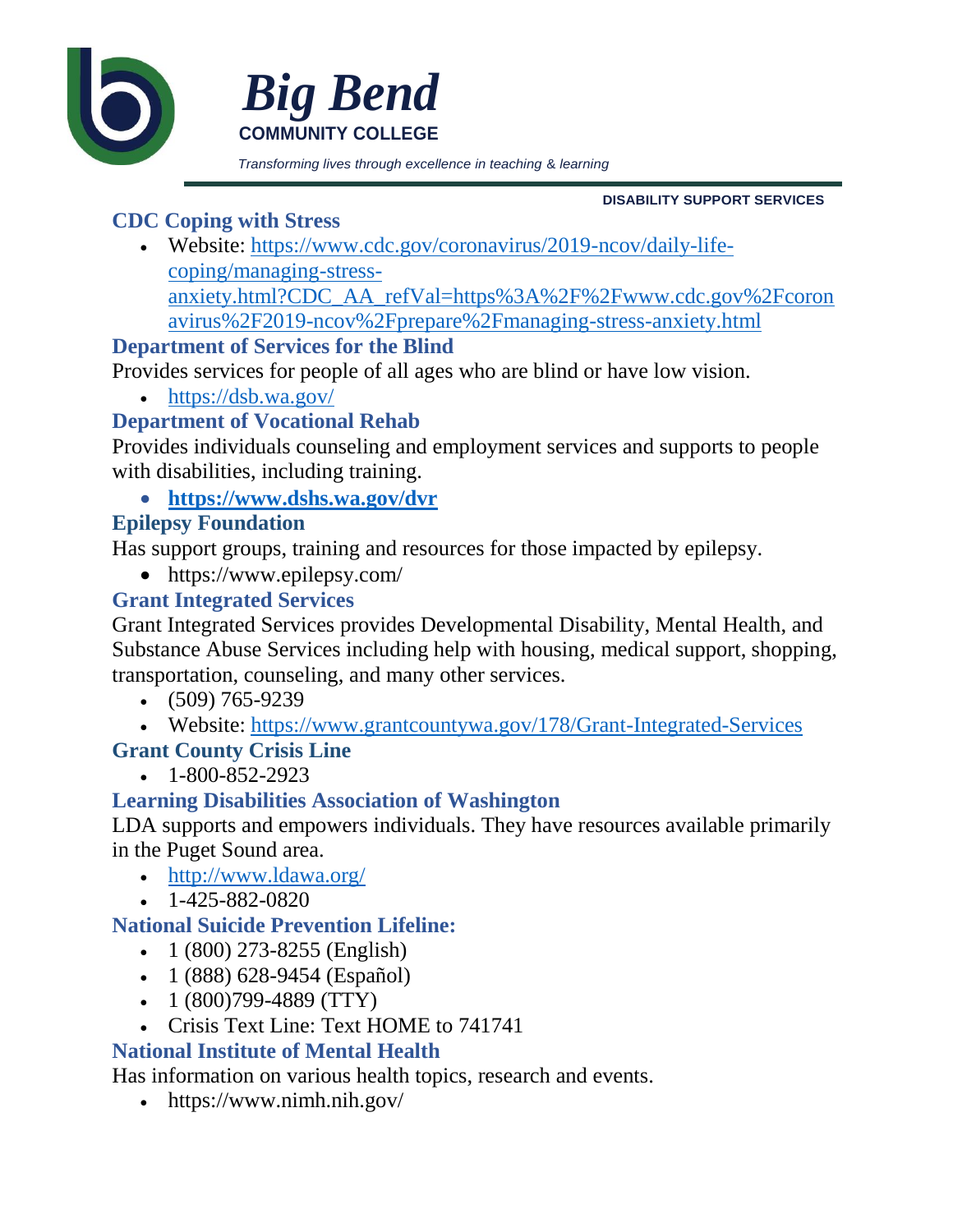## CDC Coping with Stress

- Website: https://www.cdc.gov/coronavirus/2019-ncov/daily-life-coping/managing-stress-anxiety.html?CDC_AA_refVal=https%3A%2F%2Fwww.cdc.gov%2Fcoronavirus%2F2019-ncov%2Fprepare%2Fmanaging-stress-anxiety.html

## Department of Services for the Blind

Provides services for people of all ages who are blind or have low vision.

- https://dsb.wa.gov/

## Department of Vocational Rehab

Provides individuals counseling and employment services and supports to people with disabilities, including training.

- **https://www.dshs.wa.gov/dvr**

## Epilepsy Foundation

Has support groups, training and resources for those impacted by epilepsy.

- https://www.epilepsy.com/

## Grant Integrated Services

Grant Integrated Services provides Developmental Disability, Mental Health, and Substance Abuse Services including help with housing, medical support, shopping, transportation, counseling, and many other services.

- (509) 765-9239
- Website: https://www.grantcountywa.gov/178/Grant-Integrated-Services

## Grant County Crisis Line

- 1-800-852-2923

## Learning Disabilities Association of Washington

LDA supports and empowers individuals. They have resources available primarily in the Puget Sound area.

- http://www.ldawa.org/
- 1-425-882-0820

## National Suicide Prevention Lifeline:

- 1 (800) 273-8255 (English)
- 1 (888) 628-9454 (Español)
- 1 (800)799-4889 (TTY)
- Crisis Text Line: Text HOME to 741741

## National Institute of Mental Health

Has information on various health topics, research and events.

- https://www.nimh.nih.gov/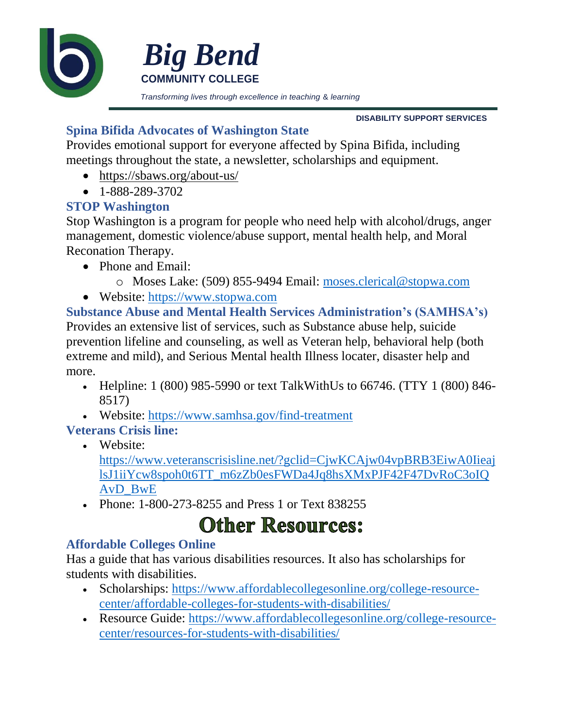## Spina Bifida Advocates of Washington State

Provides emotional support for everyone affected by Spina Bifida, including meetings throughout the state, a newsletter, scholarships and equipment.

- https://sbaws.org/about-us/
- 1-888-289-3702

## STOP Washington

Stop Washington is a program for people who need help with alcohol/drugs, anger management, domestic violence/abuse support, mental health help, and Moral Reconation Therapy.

- Phone and Email:
    - Moses Lake: (509) 855-9494 Email: moses.clerical@stopwa.com
- Website: https://www.stopwa.com

## Substance Abuse and Mental Health Services Administration's (SAMHSA's)

Provides an extensive list of services, such as Substance abuse help, suicide prevention lifeline and counseling, as well as Veteran help, behavioral help (both extreme and mild), and Serious Mental health Illness locater, disaster help and more.

- Helpline: 1 (800) 985-5990 or text TalkWithUs to 66746. (TTY 1 (800) 846-8517)
- Website: https://www.samhsa.gov/find-treatment

## Veterans Crisis line:

- Website: https://www.veteranscrisisline.net/?gclid=CjwKCAjw04vpBRB3EiwA0IieajlsJ1iiYcw8spoh0t6TT_m6zZb0esFWDa4Jq8hsXMxPJF42F47DvRoC3oIQAvD_BwE
- Phone: 1-800-273-8255 and Press 1 or Text 838255

# Other Resources:

## Affordable Colleges Online

Has a guide that has various disabilities resources. It also has scholarships for students with disabilities.

- Scholarships: https://www.affordablecollegesonline.org/college-resource-center/affordable-colleges-for-students-with-disabilities/
- Resource Guide: https://www.affordablecollegesonline.org/college-resource-center/resources-for-students-with-disabilities/